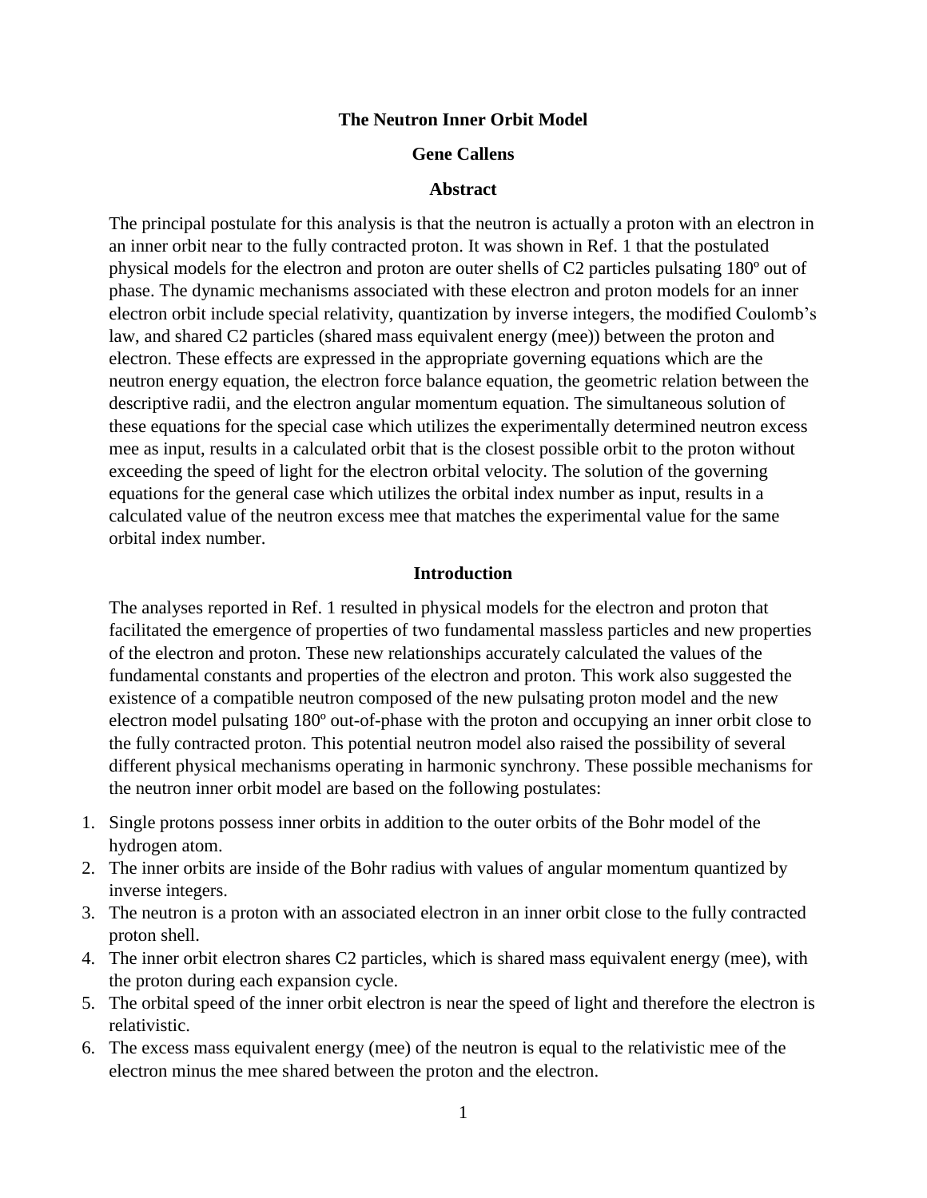# The Neutron Inner Orbit Model

**Gene Callens**

## Abstract

The principal postulate for this analysis is that the neutron is actually a proton with an electron in an inner orbit near to the fully contracted proton. It was shown in Ref. 1 that the postulated physical models for the electron and proton are outer shells of C2 particles pulsating 180º out of phase. The dynamic mechanisms associated with these electron and proton models for an inner electron orbit include special relativity, quantization by inverse integers, the modified Coulomb's law, and shared C2 particles (shared mass equivalent energy (mee)) between the proton and electron. These effects are expressed in the appropriate governing equations which are the neutron energy equation, the electron force balance equation, the geometric relation between the descriptive radii, and the electron angular momentum equation. The simultaneous solution of these equations for the special case which utilizes the experimentally determined neutron excess mee as input, results in a calculated orbit that is the closest possible orbit to the proton without exceeding the speed of light for the electron orbital velocity. The solution of the governing equations for the general case which utilizes the orbital index number as input, results in a calculated value of the neutron excess mee that matches the experimental value for the same orbital index number.

## Introduction

The analyses reported in Ref. 1 resulted in physical models for the electron and proton that facilitated the emergence of properties of two fundamental massless particles and new properties of the electron and proton. These new relationships accurately calculated the values of the fundamental constants and properties of the electron and proton. This work also suggested the existence of a compatible neutron composed of the new pulsating proton model and the new electron model pulsating 180º out-of-phase with the proton and occupying an inner orbit close to the fully contracted proton. This potential neutron model also raised the possibility of several different physical mechanisms operating in harmonic synchrony. These possible mechanisms for the neutron inner orbit model are based on the following postulates:

1. Single protons possess inner orbits in addition to the outer orbits of the Bohr model of the hydrogen atom.
2. The inner orbits are inside of the Bohr radius with values of angular momentum quantized by inverse integers.
3. The neutron is a proton with an associated electron in an inner orbit close to the fully contracted proton shell.
4. The inner orbit electron shares C2 particles, which is shared mass equivalent energy (mee), with the proton during each expansion cycle.
5. The orbital speed of the inner orbit electron is near the speed of light and therefore the electron is relativistic.
6. The excess mass equivalent energy (mee) of the neutron is equal to the relativistic mee of the electron minus the mee shared between the proton and the electron.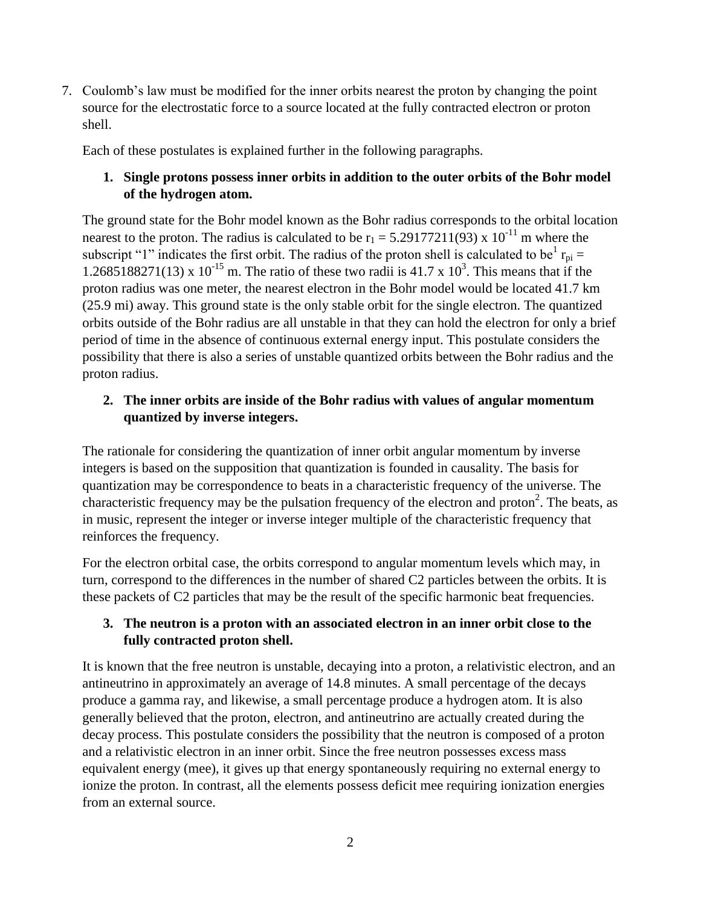7. Coulomb's law must be modified for the inner orbits nearest the proton by changing the point source for the electrostatic force to a source located at the fully contracted electron or proton shell.

Each of these postulates is explained further in the following paragraphs.

### 1. Single protons possess inner orbits in addition to the outer orbits of the Bohr model of the hydrogen atom.

The ground state for the Bohr model known as the Bohr radius corresponds to the orbital location nearest to the proton. The radius is calculated to be $r_1 = 5.29177211(93) \times 10^{-11}$ m where the subscript "1" indicates the first orbit. The radius of the proton shell is calculated to be[1] $r_{pi} = 1.2685188271(13) \times 10^{-15}$ m. The ratio of these two radii is $41.7 \times 10^3$. This means that if the proton radius was one meter, the nearest electron in the Bohr model would be located 41.7 km (25.9 mi) away. This ground state is the only stable orbit for the single electron. The quantized orbits outside of the Bohr radius are all unstable in that they can hold the electron for only a brief period of time in the absence of continuous external energy input. This postulate considers the possibility that there is also a series of unstable quantized orbits between the Bohr radius and the proton radius.

### 2. The inner orbits are inside of the Bohr radius with values of angular momentum quantized by inverse integers.

The rationale for considering the quantization of inner orbit angular momentum by inverse integers is based on the supposition that quantization is founded in causality. The basis for quantization may be correspondence to beats in a characteristic frequency of the universe. The characteristic frequency may be the pulsation frequency of the electron and proton[2]. The beats, as in music, represent the integer or inverse integer multiple of the characteristic frequency that reinforces the frequency.

For the electron orbital case, the orbits correspond to angular momentum levels which may, in turn, correspond to the differences in the number of shared C2 particles between the orbits. It is these packets of C2 particles that may be the result of the specific harmonic beat frequencies.

### 3. The neutron is a proton with an associated electron in an inner orbit close to the fully contracted proton shell.

It is known that the free neutron is unstable, decaying into a proton, a relativistic electron, and an antineutrino in approximately an average of 14.8 minutes. A small percentage of the decays produce a gamma ray, and likewise, a small percentage produce a hydrogen atom. It is also generally believed that the proton, electron, and antineutrino are actually created during the decay process. This postulate considers the possibility that the neutron is composed of a proton and a relativistic electron in an inner orbit. Since the free neutron possesses excess mass equivalent energy (mee), it gives up that energy spontaneously requiring no external energy to ionize the proton. In contrast, all the elements possess deficit mee requiring ionization energies from an external source.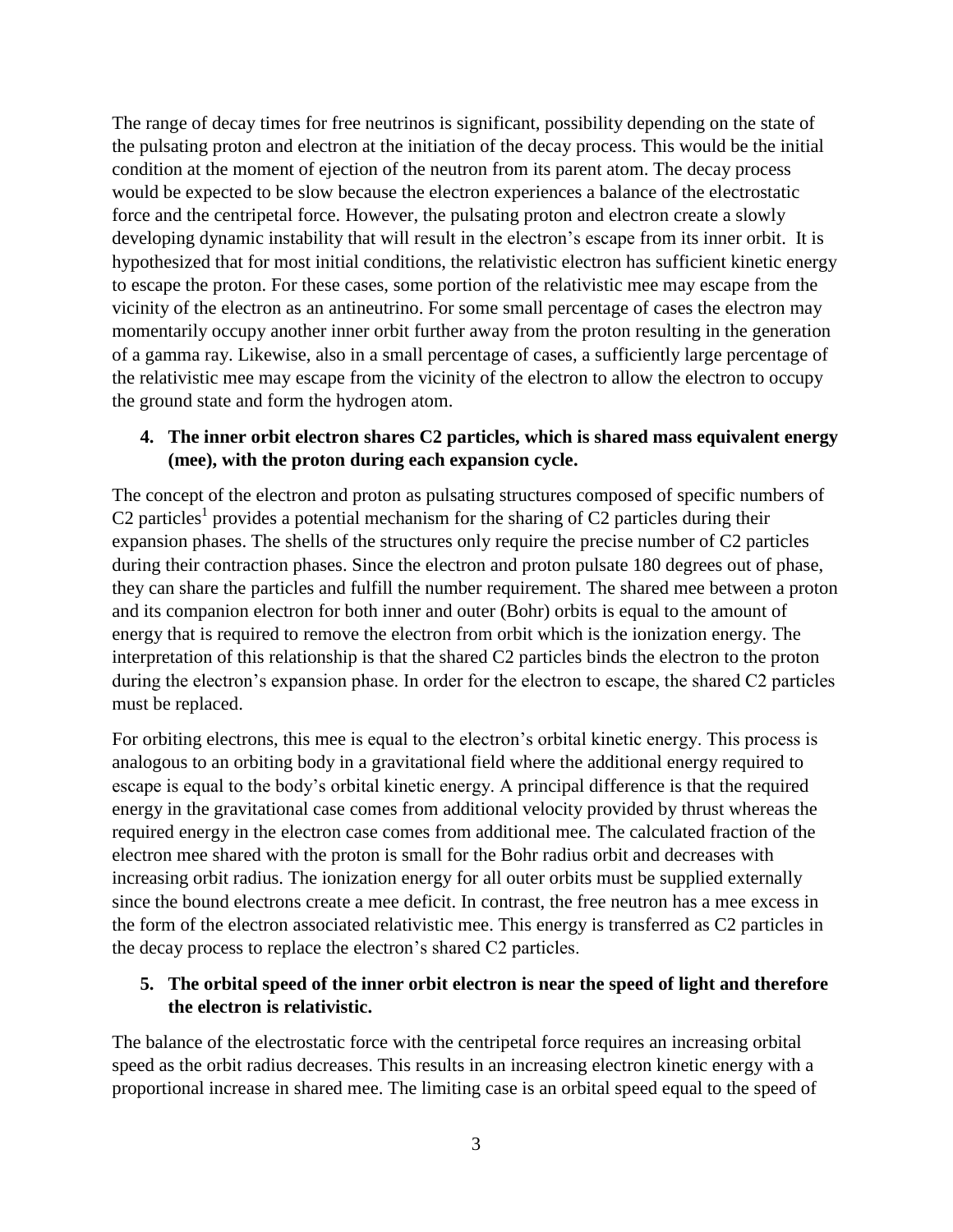The range of decay times for free neutrinos is significant, possibility depending on the state of the pulsating proton and electron at the initiation of the decay process. This would be the initial condition at the moment of ejection of the neutron from its parent atom. The decay process would be expected to be slow because the electron experiences a balance of the electrostatic force and the centripetal force. However, the pulsating proton and electron create a slowly developing dynamic instability that will result in the electron's escape from its inner orbit. It is hypothesized that for most initial conditions, the relativistic electron has sufficient kinetic energy to escape the proton. For these cases, some portion of the relativistic mee may escape from the vicinity of the electron as an antineutrino. For some small percentage of cases the electron may momentarily occupy another inner orbit further away from the proton resulting in the generation of a gamma ray. Likewise, also in a small percentage of cases, a sufficiently large percentage of the relativistic mee may escape from the vicinity of the electron to allow the electron to occupy the ground state and form the hydrogen atom.

**4. The inner orbit electron shares C2 particles, which is shared mass equivalent energy (mee), with the proton during each expansion cycle.**

The concept of the electron and proton as pulsating structures composed of specific numbers of C2 particles[1] provides a potential mechanism for the sharing of C2 particles during their expansion phases. The shells of the structures only require the precise number of C2 particles during their contraction phases. Since the electron and proton pulsate 180 degrees out of phase, they can share the particles and fulfill the number requirement. The shared mee between a proton and its companion electron for both inner and outer (Bohr) orbits is equal to the amount of energy that is required to remove the electron from orbit which is the ionization energy. The interpretation of this relationship is that the shared C2 particles binds the electron to the proton during the electron's expansion phase. In order for the electron to escape, the shared C2 particles must be replaced.

For orbiting electrons, this mee is equal to the electron's orbital kinetic energy. This process is analogous to an orbiting body in a gravitational field where the additional energy required to escape is equal to the body's orbital kinetic energy. A principal difference is that the required energy in the gravitational case comes from additional velocity provided by thrust whereas the required energy in the electron case comes from additional mee. The calculated fraction of the electron mee shared with the proton is small for the Bohr radius orbit and decreases with increasing orbit radius. The ionization energy for all outer orbits must be supplied externally since the bound electrons create a mee deficit. In contrast, the free neutron has a mee excess in the form of the electron associated relativistic mee. This energy is transferred as C2 particles in the decay process to replace the electron's shared C2 particles.

**5. The orbital speed of the inner orbit electron is near the speed of light and therefore the electron is relativistic.**

The balance of the electrostatic force with the centripetal force requires an increasing orbital speed as the orbit radius decreases. This results in an increasing electron kinetic energy with a proportional increase in shared mee. The limiting case is an orbital speed equal to the speed of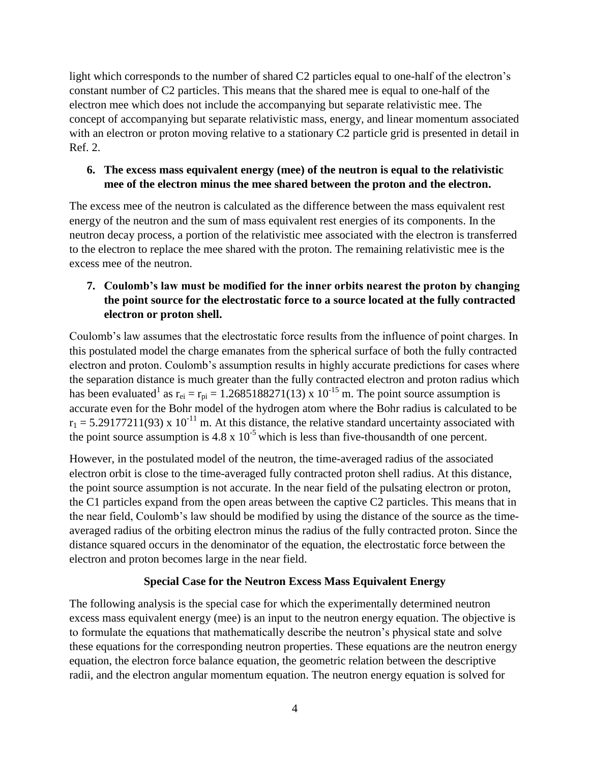light which corresponds to the number of shared C2 particles equal to one-half of the electron's constant number of C2 particles. This means that the shared mee is equal to one-half of the electron mee which does not include the accompanying but separate relativistic mee. The concept of accompanying but separate relativistic mass, energy, and linear momentum associated with an electron or proton moving relative to a stationary C2 particle grid is presented in detail in Ref. 2.

6. **The excess mass equivalent energy (mee) of the neutron is equal to the relativistic mee of the electron minus the mee shared between the proton and the electron.**

The excess mee of the neutron is calculated as the difference between the mass equivalent rest energy of the neutron and the sum of mass equivalent rest energies of its components. In the neutron decay process, a portion of the relativistic mee associated with the electron is transferred to the electron to replace the mee shared with the proton. The remaining relativistic mee is the excess mee of the neutron.

7. **Coulomb's law must be modified for the inner orbits nearest the proton by changing the point source for the electrostatic force to a source located at the fully contracted electron or proton shell.**

Coulomb's law assumes that the electrostatic force results from the influence of point charges. In this postulated model the charge emanates from the spherical surface of both the fully contracted electron and proton. Coulomb's assumption results in highly accurate predictions for cases where the separation distance is much greater than the fully contracted electron and proton radius which has been evaluated[1] as $r_{ei} = r_{pi} = 1.2685188271(13) \times 10^{-15}$ m. The point source assumption is accurate even for the Bohr model of the hydrogen atom where the Bohr radius is calculated to be $r_1 = 5.29177211(93) \times 10^{-11}$ m. At this distance, the relative standard uncertainty associated with the point source assumption is $4.8 \times 10^{-5}$ which is less than five-thousandth of one percent.

However, in the postulated model of the neutron, the time-averaged radius of the associated electron orbit is close to the time-averaged fully contracted proton shell radius. At this distance, the point source assumption is not accurate. In the near field of the pulsating electron or proton, the C1 particles expand from the open areas between the captive C2 particles. This means that in the near field, Coulomb's law should be modified by using the distance of the source as the time-averaged radius of the orbiting electron minus the radius of the fully contracted proton. Since the distance squared occurs in the denominator of the equation, the electrostatic force between the electron and proton becomes large in the near field.

## Special Case for the Neutron Excess Mass Equivalent Energy

The following analysis is the special case for which the experimentally determined neutron excess mass equivalent energy (mee) is an input to the neutron energy equation. The objective is to formulate the equations that mathematically describe the neutron's physical state and solve these equations for the corresponding neutron properties. These equations are the neutron energy equation, the electron force balance equation, the geometric relation between the descriptive radii, and the electron angular momentum equation. The neutron energy equation is solved for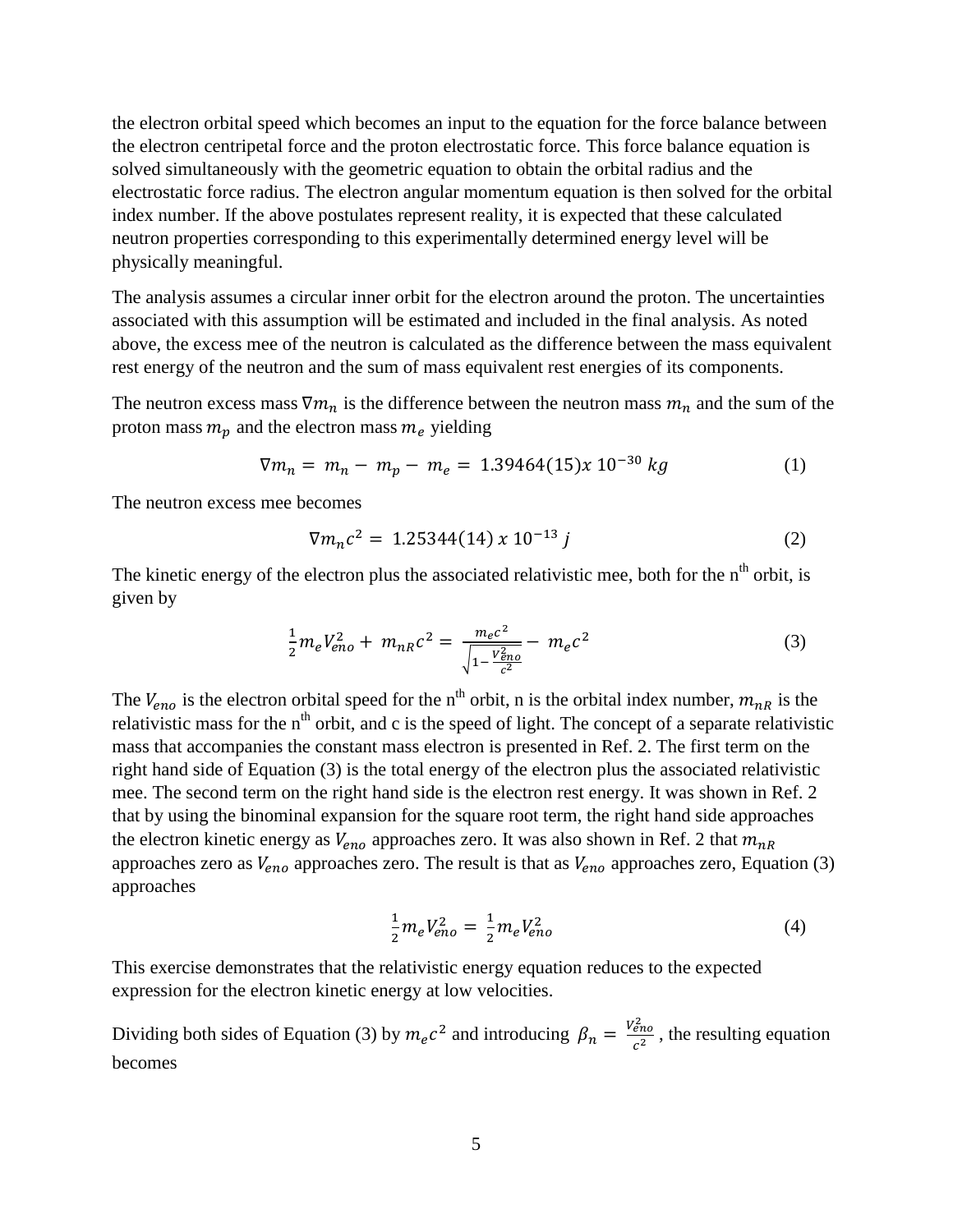the electron orbital speed which becomes an input to the equation for the force balance between the electron centripetal force and the proton electrostatic force. This force balance equation is solved simultaneously with the geometric equation to obtain the orbital radius and the electrostatic force radius. The electron angular momentum equation is then solved for the orbital index number. If the above postulates represent reality, it is expected that these calculated neutron properties corresponding to this experimentally determined energy level will be physically meaningful.

The analysis assumes a circular inner orbit for the electron around the proton. The uncertainties associated with this assumption will be estimated and included in the final analysis. As noted above, the excess mee of the neutron is calculated as the difference between the mass equivalent rest energy of the neutron and the sum of mass equivalent rest energies of its components.

The neutron excess mass $\nabla m_n$ is the difference between the neutron mass $m_n$ and the sum of the proton mass $m_p$ and the electron mass $m_e$ yielding

$$\nabla m_n = m_n - m_p - m_e = 1.39464(15) x\, 10^{-30}\, kg \tag{1}$$

The neutron excess mee becomes

$$\nabla m_n c^2 = 1.25344(14)\, x\, 10^{-13}\, j \tag{2}$$

The kinetic energy of the electron plus the associated relativistic mee, both for the n[th] orbit, is given by

$$\frac{1}{2} m_e V_{eno}^2 + m_{nR} c^2 = \frac{m_e c^2}{\sqrt{1 - \frac{V_{eno}^2}{c^2}}} - m_e c^2 \tag{3}$$

The $V_{eno}$ is the electron orbital speed for the n[th] orbit, n is the orbital index number, $m_{nR}$ is the relativistic mass for the n[th] orbit, and c is the speed of light. The concept of a separate relativistic mass that accompanies the constant mass electron is presented in Ref. 2. The first term on the right hand side of Equation (3) is the total energy of the electron plus the associated relativistic mee. The second term on the right hand side is the electron rest energy. It was shown in Ref. 2 that by using the binominal expansion for the square root term, the right hand side approaches the electron kinetic energy as $V_{eno}$ approaches zero. It was also shown in Ref. 2 that $m_{nR}$ approaches zero as $V_{eno}$ approaches zero. The result is that as $V_{eno}$ approaches zero, Equation (3) approaches

$$\frac{1}{2} m_e V_{eno}^2 = \frac{1}{2} m_e V_{eno}^2 \tag{4}$$

This exercise demonstrates that the relativistic energy equation reduces to the expected expression for the electron kinetic energy at low velocities.

Dividing both sides of Equation (3) by $m_e c^2$ and introducing $\beta_n = \frac{V_{eno}^2}{c^2}$ , the resulting equation becomes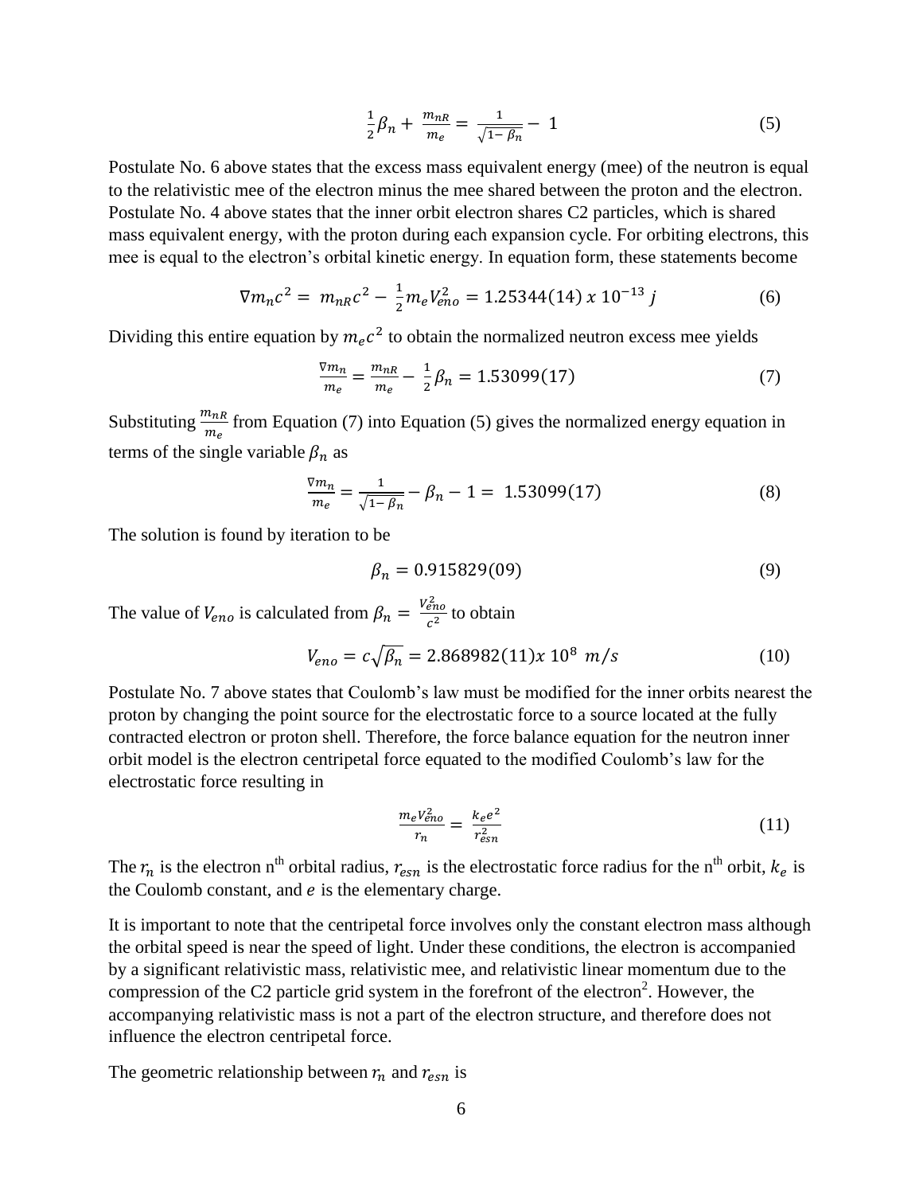$$\frac{1}{2}\beta_n + \frac{m_{nR}}{m_e} = \frac{1}{\sqrt{1-\beta_n}} - 1 \tag{5}$$

Postulate No. 6 above states that the excess mass equivalent energy (mee) of the neutron is equal to the relativistic mee of the electron minus the mee shared between the proton and the electron. Postulate No. 4 above states that the inner orbit electron shares C2 particles, which is shared mass equivalent energy, with the proton during each expansion cycle. For orbiting electrons, this mee is equal to the electron's orbital kinetic energy. In equation form, these statements become

$$\nabla m_n c^2 = m_{nR}c^2 - \frac{1}{2}m_e V_{eno}^2 = 1.25344(14)\ x\ 10^{-13}\ j \tag{6}$$

Dividing this entire equation by $m_e c^2$ to obtain the normalized neutron excess mee yields

$$\frac{\nabla m_n}{m_e} = \frac{m_{nR}}{m_e} - \frac{1}{2}\beta_n = 1.53099(17) \tag{7}$$

Substituting $\frac{m_{nR}}{m_e}$ from Equation (7) into Equation (5) gives the normalized energy equation in terms of the single variable $\beta_n$ as

$$\frac{\nabla m_n}{m_e} = \frac{1}{\sqrt{1-\beta_n}} - \beta_n - 1 = 1.53099(17) \tag{8}$$

The solution is found by iteration to be

$$\beta_n = 0.915829(09) \tag{9}$$

The value of $V_{eno}$ is calculated from $\beta_n = \frac{V_{eno}^2}{c^2}$ to obtain

$$V_{eno} = c\sqrt{\beta_n} = 2.868982(11)x\ 10^8\ m/s \tag{10}$$

Postulate No. 7 above states that Coulomb's law must be modified for the inner orbits nearest the proton by changing the point source for the electrostatic force to a source located at the fully contracted electron or proton shell. Therefore, the force balance equation for the neutron inner orbit model is the electron centripetal force equated to the modified Coulomb's law for the electrostatic force resulting in

$$\frac{m_e V_{eno}^2}{r_n} = \frac{k_e e^2}{r_{esn}^2} \tag{11}$$

The $r_n$ is the electron n[th] orbital radius, $r_{esn}$ is the electrostatic force radius for the n[th] orbit, $k_e$ is the Coulomb constant, and $e$ is the elementary charge.

It is important to note that the centripetal force involves only the constant electron mass although the orbital speed is near the speed of light. Under these conditions, the electron is accompanied by a significant relativistic mass, relativistic mee, and relativistic linear momentum due to the compression of the C2 particle grid system in the forefront of the electron[2]. However, the accompanying relativistic mass is not a part of the electron structure, and therefore does not influence the electron centripetal force.

The geometric relationship between $r_n$ and $r_{esn}$ is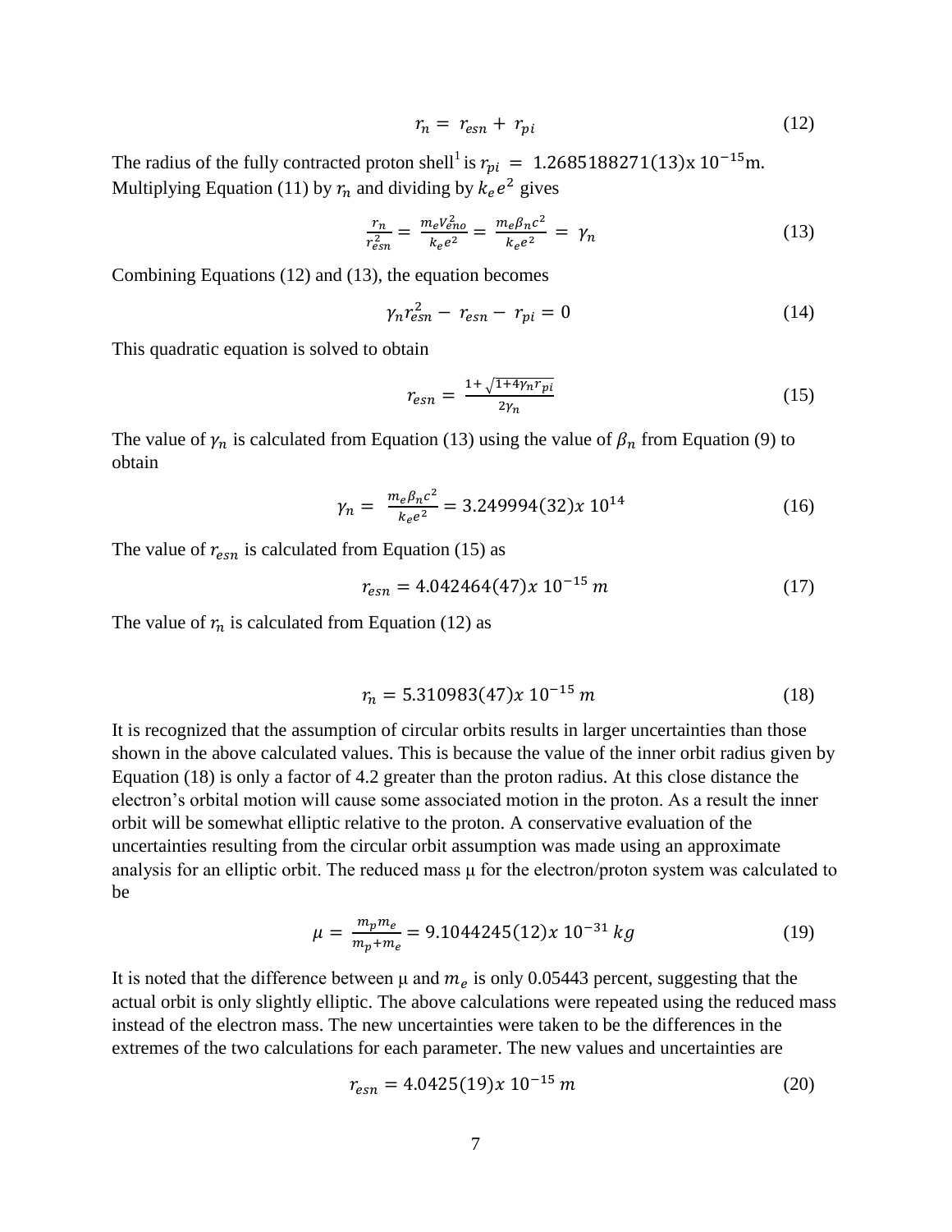$$r_n = r_{esn} + r_{pi} \tag{12}$$

The radius of the fully contracted proton shell[1] is $r_{pi} = 1.2685188271(13) \text{x}\, 10^{-15}$m. Multiplying Equation (11) by $r_n$ and dividing by $k_e e^2$ gives

$$\frac{r_n}{r_{esn}^2} = \frac{m_e V_{eno}^2}{k_e e^2} = \frac{m_e \beta_n c^2}{k_e e^2} = \gamma_n \tag{13}$$

Combining Equations (12) and (13), the equation becomes

$$\gamma_n r_{esn}^2 - r_{esn} - r_{pi} = 0 \tag{14}$$

This quadratic equation is solved to obtain

$$r_{esn} = \frac{1 + \sqrt{1 + 4\gamma_n r_{pi}}}{2\gamma_n} \tag{15}$$

The value of $\gamma_n$ is calculated from Equation (13) using the value of $\beta_n$ from Equation (9) to obtain

$$\gamma_n = \frac{m_e \beta_n c^2}{k_e e^2} = 3.249994(32)x\ 10^{14} \tag{16}$$

The value of $r_{esn}$ is calculated from Equation (15) as

$$r_{esn} = 4.042464(47)x\ 10^{-15}\ m \tag{17}$$

The value of $r_n$ is calculated from Equation (12) as

$$r_n = 5.310983(47)x\ 10^{-15}\ m \tag{18}$$

It is recognized that the assumption of circular orbits results in larger uncertainties than those shown in the above calculated values. This is because the value of the inner orbit radius given by Equation (18) is only a factor of 4.2 greater than the proton radius. At this close distance the electron's orbital motion will cause some associated motion in the proton. As a result the inner orbit will be somewhat elliptic relative to the proton. A conservative evaluation of the uncertainties resulting from the circular orbit assumption was made using an approximate analysis for an elliptic orbit. The reduced mass μ for the electron/proton system was calculated to be

$$\mu = \frac{m_p m_e}{m_p + m_e} = 9.1044245(12)x\ 10^{-31}\ kg \tag{19}$$

It is noted that the difference between μ and $m_e$ is only 0.05443 percent, suggesting that the actual orbit is only slightly elliptic. The above calculations were repeated using the reduced mass instead of the electron mass. The new uncertainties were taken to be the differences in the extremes of the two calculations for each parameter. The new values and uncertainties are

$$r_{esn} = 4.0425(19)x\ 10^{-15}\ m \tag{20}$$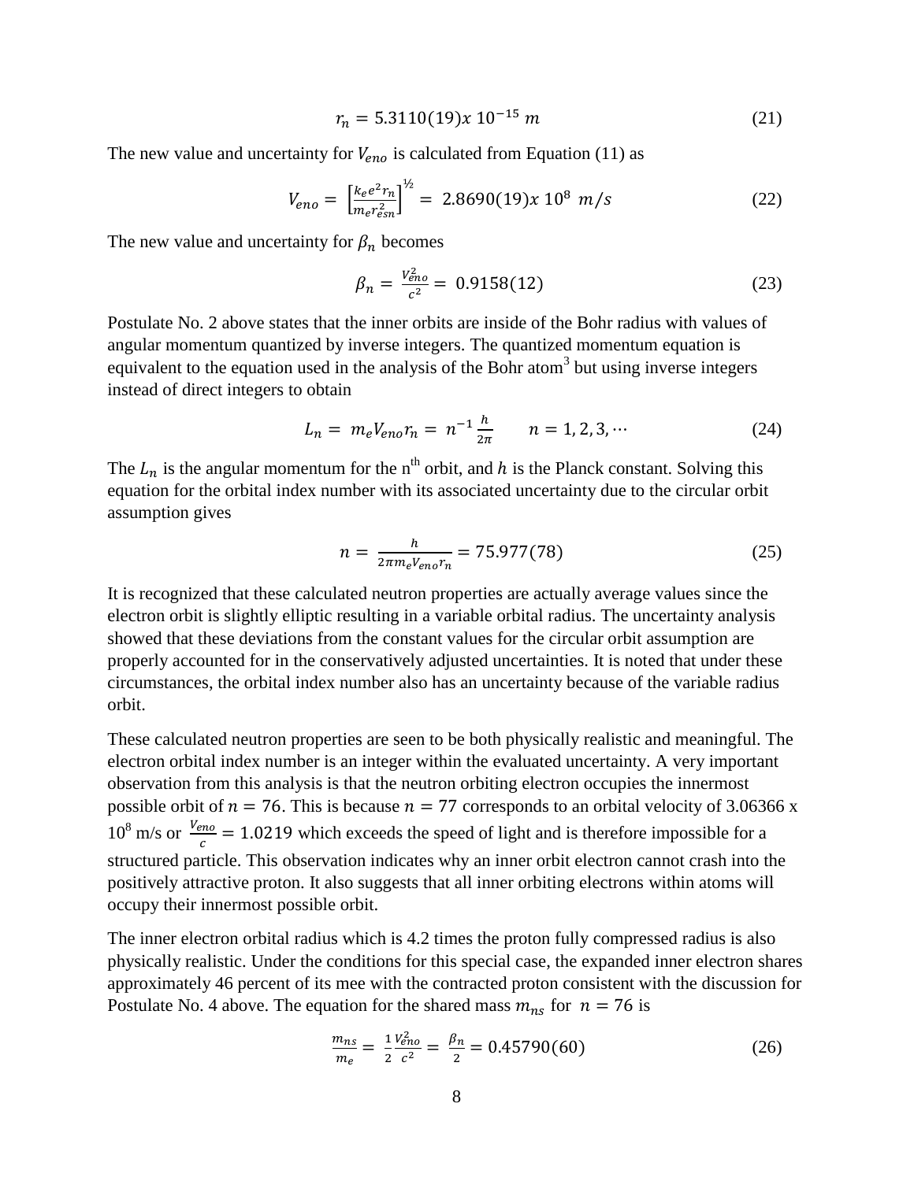$$r_n = 5.3110(19) x\ 10^{-15}\ m \tag{21}$$

The new value and uncertainty for $V_{eno}$ is calculated from Equation (11) as

$$V_{eno} = \left[\frac{k_e e^2 r_n}{m_e r_{esn}^2}\right]^{½} = 2.8690(19) x\ 10^8\ m/s \tag{22}$$

The new value and uncertainty for $\beta_n$ becomes

$$\beta_n = \frac{V_{eno}^2}{c^2} = 0.9158(12) \tag{23}$$

Postulate No. 2 above states that the inner orbits are inside of the Bohr radius with values of angular momentum quantized by inverse integers. The quantized momentum equation is equivalent to the equation used in the analysis of the Bohr atom[3] but using inverse integers instead of direct integers to obtain

$$L_n = m_e V_{eno} r_n = n^{-1} \frac{h}{2\pi} \qquad n = 1, 2, 3, \cdots \tag{24}$$

The $L_n$ is the angular momentum for the $n^{th}$ orbit, and $h$ is the Planck constant. Solving this equation for the orbital index number with its associated uncertainty due to the circular orbit assumption gives

$$n = \frac{h}{2\pi m_e V_{eno} r_n} = 75.977(78) \tag{25}$$

It is recognized that these calculated neutron properties are actually average values since the electron orbit is slightly elliptic resulting in a variable orbital radius. The uncertainty analysis showed that these deviations from the constant values for the circular orbit assumption are properly accounted for in the conservatively adjusted uncertainties. It is noted that under these circumstances, the orbital index number also has an uncertainty because of the variable radius orbit.

These calculated neutron properties are seen to be both physically realistic and meaningful. The electron orbital index number is an integer within the evaluated uncertainty. A very important observation from this analysis is that the neutron orbiting electron occupies the innermost possible orbit of $n = 76$. This is because $n = 77$ corresponds to an orbital velocity of 3.06366 x $10^8$ m/s or $\frac{V_{eno}}{c} = 1.0219$ which exceeds the speed of light and is therefore impossible for a structured particle. This observation indicates why an inner orbit electron cannot crash into the positively attractive proton. It also suggests that all inner orbiting electrons within atoms will occupy their innermost possible orbit.

The inner electron orbital radius which is 4.2 times the proton fully compressed radius is also physically realistic. Under the conditions for this special case, the expanded inner electron shares approximately 46 percent of its mee with the contracted proton consistent with the discussion for Postulate No. 4 above. The equation for the shared mass $m_{ns}$ for $n = 76$ is

$$\frac{m_{ns}}{m_e} = \frac{1}{2}\frac{V_{eno}^2}{c^2} = \frac{\beta_n}{2} = 0.45790(60) \tag{26}$$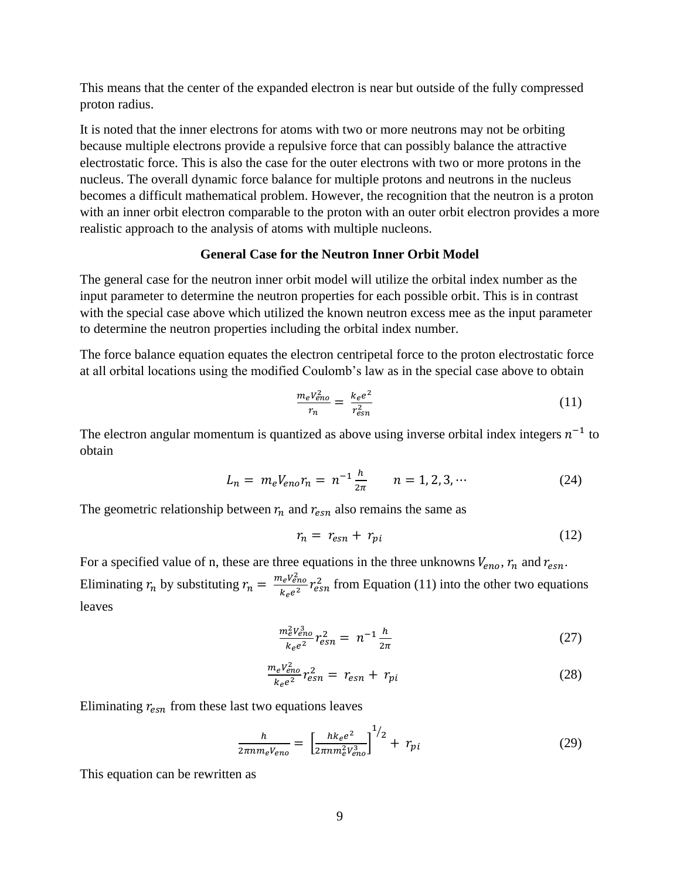This means that the center of the expanded electron is near but outside of the fully compressed proton radius.

It is noted that the inner electrons for atoms with two or more neutrons may not be orbiting because multiple electrons provide a repulsive force that can possibly balance the attractive electrostatic force. This is also the case for the outer electrons with two or more protons in the nucleus. The overall dynamic force balance for multiple protons and neutrons in the nucleus becomes a difficult mathematical problem. However, the recognition that the neutron is a proton with an inner orbit electron comparable to the proton with an outer orbit electron provides a more realistic approach to the analysis of atoms with multiple nucleons.

### General Case for the Neutron Inner Orbit Model

The general case for the neutron inner orbit model will utilize the orbital index number as the input parameter to determine the neutron properties for each possible orbit. This is in contrast with the special case above which utilized the known neutron excess mee as the input parameter to determine the neutron properties including the orbital index number.

The force balance equation equates the electron centripetal force to the proton electrostatic force at all orbital locations using the modified Coulomb's law as in the special case above to obtain

$$\frac{m_e V_{eno}^2}{r_n} = \frac{k_e e^2}{r_{esn}^2} \tag{11}$$

The electron angular momentum is quantized as above using inverse orbital index integers $n^{-1}$ to obtain

$$L_n = m_e V_{eno} r_n = n^{-1} \frac{h}{2\pi} \qquad n = 1, 2, 3, \cdots \tag{24}$$

The geometric relationship between $r_n$ and $r_{esn}$ also remains the same as

$$r_n = r_{esn} + r_{pi} \tag{12}$$

For a specified value of n, these are three equations in the three unknowns $V_{eno}$, $r_n$ and $r_{esn}$. Eliminating $r_n$ by substituting $r_n = \frac{m_e V_{eno}^2}{k_e e^2} r_{esn}^2$ from Equation (11) into the other two equations leaves

$$\frac{m_e^2 V_{eno}^3}{k_e e^2} r_{esn}^2 = n^{-1} \frac{h}{2\pi} \tag{27}$$

$$\frac{m_e V_{eno}^2}{k_e e^2} r_{esn}^2 = r_{esn} + r_{pi} \tag{28}$$

Eliminating $r_{esn}$ from these last two equations leaves

$$\frac{h}{2\pi n m_e V_{eno}} = \left[\frac{h k_e e^2}{2\pi n m_e^2 V_{eno}^3}\right]^{1/2} + r_{pi} \tag{29}$$

This equation can be rewritten as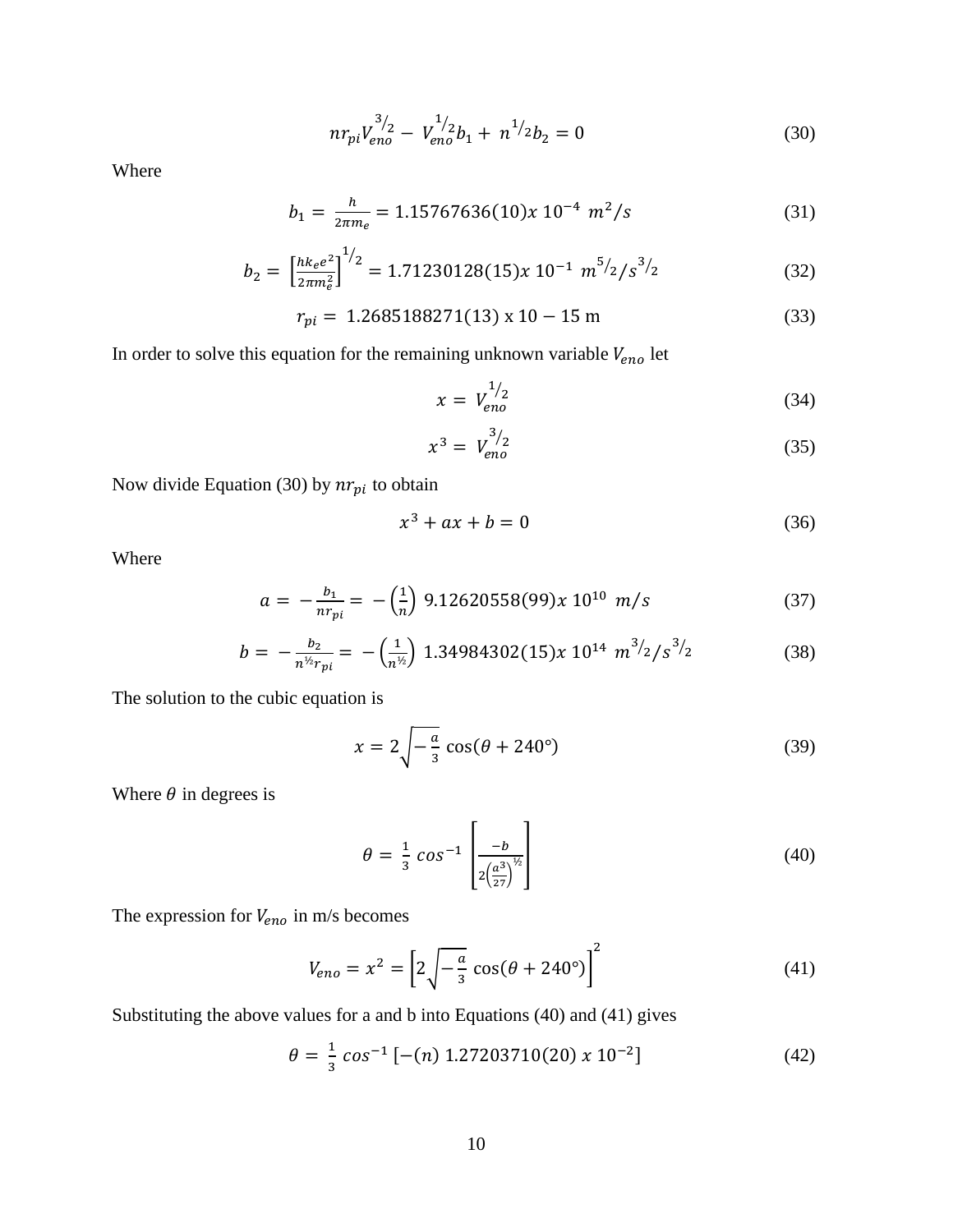$$n r_{pi} V_{eno}^{3/2} - V_{eno}^{1/2} b_1 + n^{1/2} b_2 = 0 \tag{30}$$

Where

$$b_1 = \frac{h}{2\pi m_e} = 1.15767636(10)x\ 10^{-4}\ m^2/s \tag{31}$$

$$b_2 = \left[\frac{h k_e e^2}{2\pi m_e^2}\right]^{1/2} = 1.71230128(15)x\ 10^{-1}\ m^{5/2}/s^{3/2} \tag{32}$$

$$r_{pi} = 1.2685188271(13)\ \text{x}\ 10 - 15\ \text{m} \tag{33}$$

In order to solve this equation for the remaining unknown variable $V_{eno}$ let

$$x = V_{eno}^{1/2} \tag{34}$$

$$x^3 = V_{eno}^{3/2} \tag{35}$$

Now divide Equation (30) by $n r_{pi}$ to obtain

$$x^3 + ax + b = 0 \tag{36}$$

Where

$$a = -\frac{b_1}{n r_{pi}} = -\left(\frac{1}{n}\right)\ 9.12620558(99)x\ 10^{10}\ m/s \tag{37}$$

$$b = -\frac{b_2}{n^{½} r_{pi}} = -\left(\frac{1}{n^{½}}\right)\ 1.34984302(15)x\ 10^{14}\ m^{3/2}/s^{3/2} \tag{38}$$

The solution to the cubic equation is

$$x = 2\sqrt{-\frac{a}{3}}\ \cos(\theta + 240°) \tag{39}$$

Where $\theta$ in degrees is

$$\theta = \frac{1}{3}\ cos^{-1}\left[\frac{-b}{2\left(\frac{a^3}{27}\right)^{½}}\right] \tag{40}$$

The expression for $V_{eno}$ in m/s becomes

$$V_{eno} = x^2 = \left[2\sqrt{-\frac{a}{3}}\ \cos(\theta + 240°)\right]^2 \tag{41}$$

Substituting the above values for a and b into Equations (40) and (41) gives

$$\theta = \frac{1}{3}\ cos^{-1}\left[-(n)\ 1.27203710(20)\ x\ 10^{-2}\right] \tag{42}$$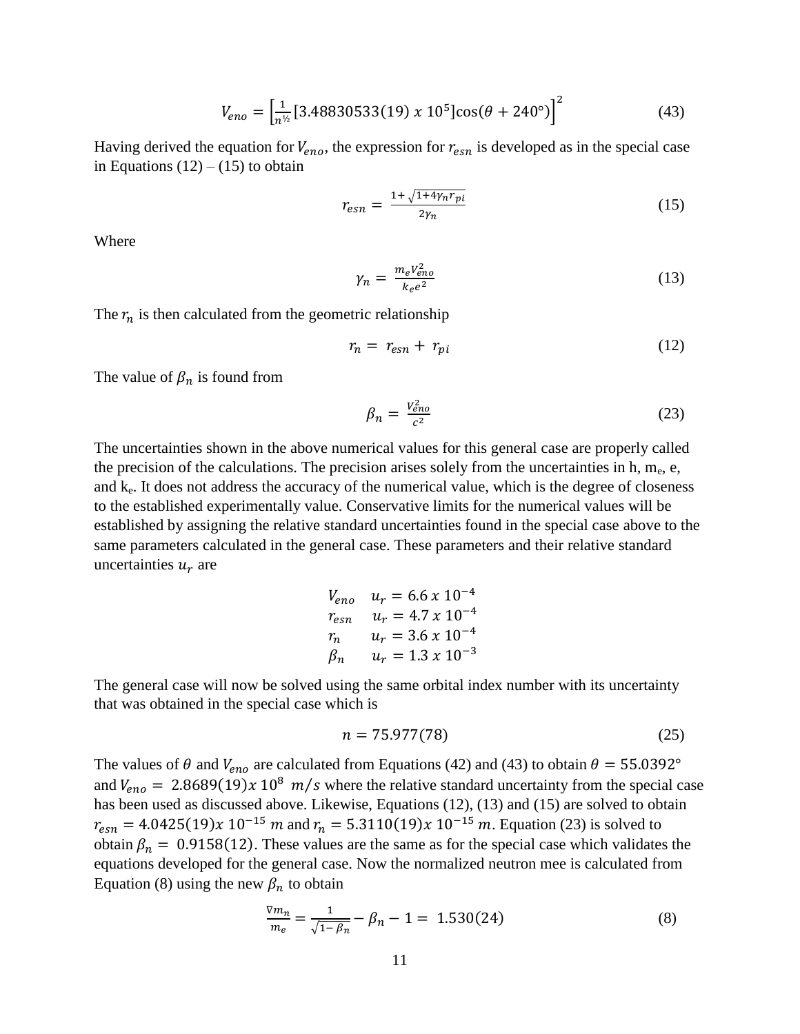$$V_{eno} = \left[\frac{1}{n^{½}}[3.48830533(19)\ x\ 10^{5}]\cos(\theta + 240°)\right]^{2} \tag{43}$$

Having derived the equation for $V_{eno}$, the expression for $r_{esn}$ is developed as in the special case in Equations (12) – (15) to obtain

$$r_{esn} = \frac{1 + \sqrt{1 + 4\gamma_n r_{pi}}}{2\gamma_n} \tag{15}$$

Where

$$\gamma_n = \frac{m_e V_{eno}^2}{k_e e^2} \tag{13}$$

The $r_n$ is then calculated from the geometric relationship

$$r_n = r_{esn} + r_{pi} \tag{12}$$

The value of $\beta_n$ is found from

$$\beta_n = \frac{V_{eno}^2}{c^2} \tag{23}$$

The uncertainties shown in the above numerical values for this general case are properly called the precision of the calculations. The precision arises solely from the uncertainties in h, $m_e$, e, and $k_e$. It does not address the accuracy of the numerical value, which is the degree of closeness to the established experimentally value. Conservative limits for the numerical values will be established by assigning the relative standard uncertainties found in the special case above to the same parameters calculated in the general case. These parameters and their relative standard uncertainties $u_r$ are

$V_{eno}$ $\quad u_r = 6.6\ x\ 10^{-4}$
$r_{esn}$ $\quad u_r = 4.7\ x\ 10^{-4}$
$r_n$ $\quad u_r = 3.6\ x\ 10^{-4}$
$\beta_n$ $\quad u_r = 1.3\ x\ 10^{-3}$

The general case will now be solved using the same orbital index number with its uncertainty that was obtained in the special case which is

$$n = 75.977(78) \tag{25}$$

The values of $\theta$ and $V_{eno}$ are calculated from Equations (42) and (43) to obtain $\theta = 55.0392°$ and $V_{eno} = 2.8689(19)x\ 10^{8}\ m/s$ where the relative standard uncertainty from the special case has been used as discussed above. Likewise, Equations (12), (13) and (15) are solved to obtain $r_{esn} = 4.0425(19)x\ 10^{-15}\ m$ and $r_n = 5.3110(19)x\ 10^{-15}\ m$. Equation (23) is solved to obtain $\beta_n = 0.9158(12)$. These values are the same as for the special case which validates the equations developed for the general case. Now the normalized neutron mee is calculated from Equation (8) using the new $\beta_n$ to obtain

$$\frac{\nabla m_n}{m_e} = \frac{1}{\sqrt{1 - \beta_n}} - \beta_n - 1 = 1.530(24) \tag{8}$$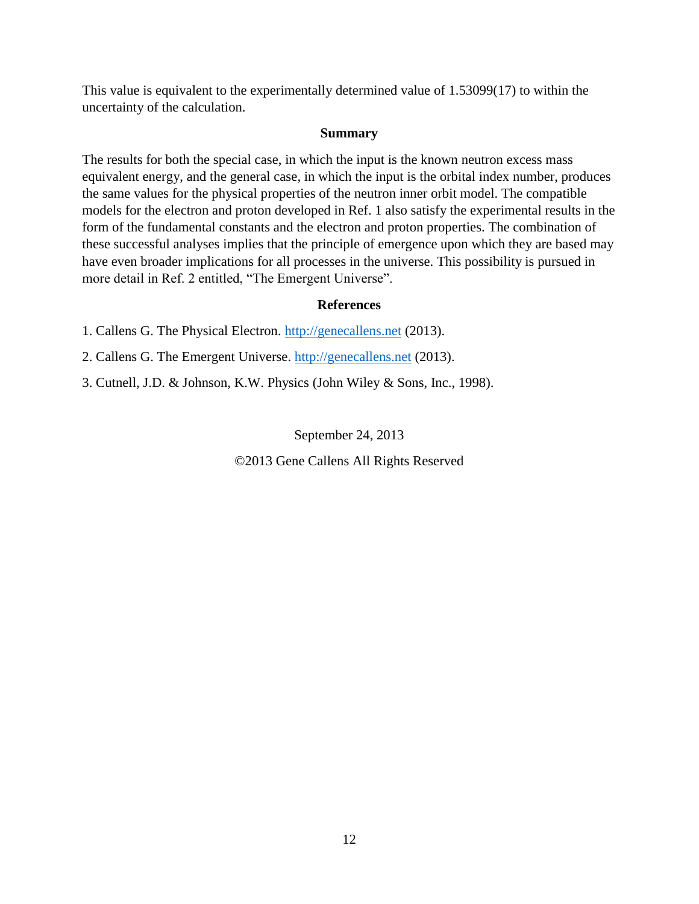This value is equivalent to the experimentally determined value of 1.53099(17) to within the uncertainty of the calculation.

## Summary

The results for both the special case, in which the input is the known neutron excess mass equivalent energy, and the general case, in which the input is the orbital index number, produces the same values for the physical properties of the neutron inner orbit model. The compatible models for the electron and proton developed in Ref. 1 also satisfy the experimental results in the form of the fundamental constants and the electron and proton properties. The combination of these successful analyses implies that the principle of emergence upon which they are based may have even broader implications for all processes in the universe. This possibility is pursued in more detail in Ref. 2 entitled, "The Emergent Universe".

## References

1. Callens G. The Physical Electron. http://genecallens.net (2013).

2. Callens G. The Emergent Universe. http://genecallens.net (2013).

3. Cutnell, J.D. & Johnson, K.W. Physics (John Wiley & Sons, Inc., 1998).

September 24, 2013

©2013 Gene Callens All Rights Reserved